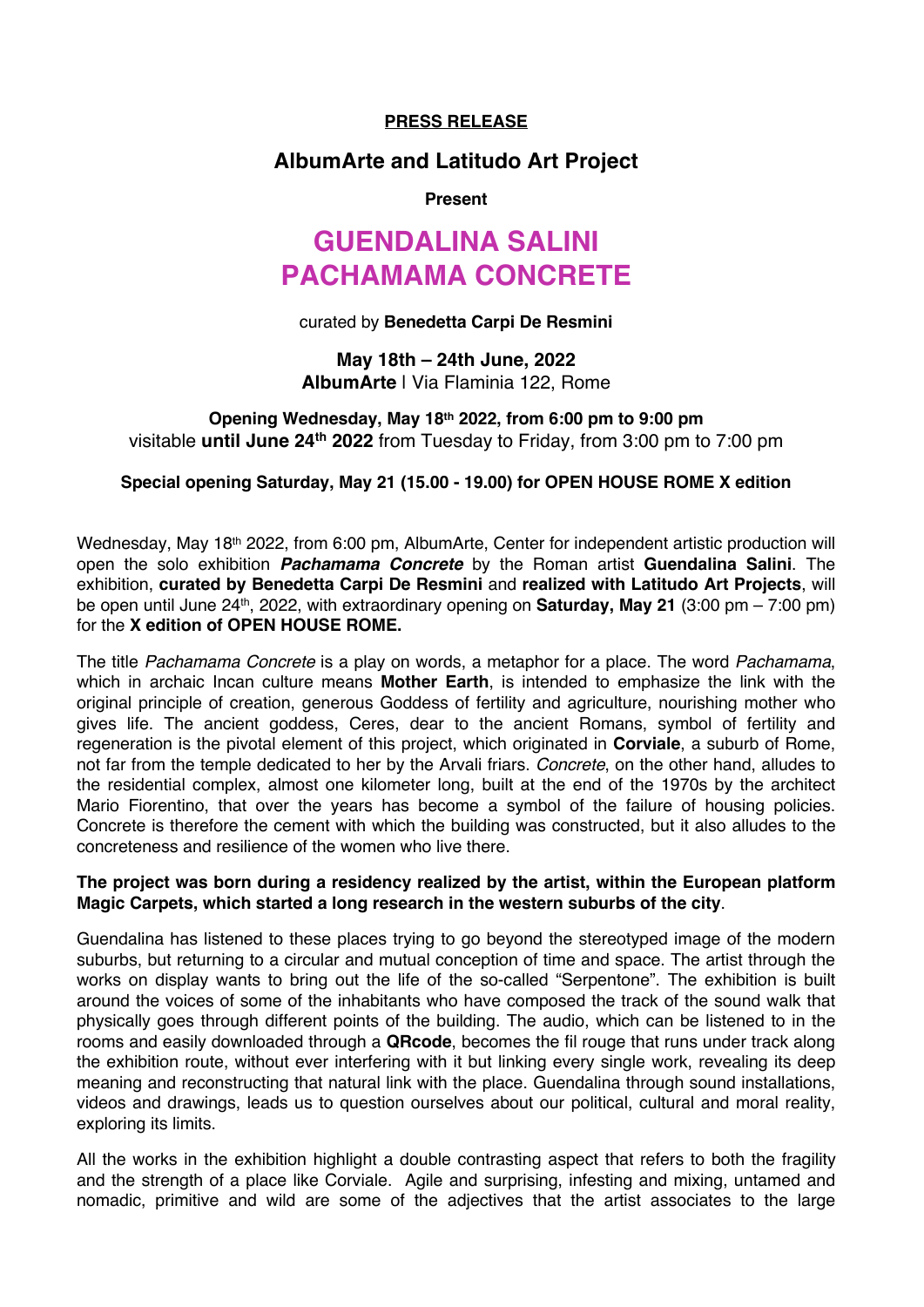**PRESS RELEASE**

## AlbumArte and Latitudo Art Project

**Present**

# GUENDALINA SALINI
# PACHAMAMA CONCRETE

curated by **Benedetta Carpi De Resmini**

**May 18th – 24th June, 2022**
**AlbumArte** | Via Flaminia 122, Rome

**Opening Wednesday, May 18th 2022, from 6:00 pm to 9:00 pm**
visitable **until June 24th 2022** from Tuesday to Friday, from 3:00 pm to 7:00 pm

**Special opening Saturday, May 21 (15.00 - 19.00) for OPEN HOUSE ROME X edition**

Wednesday, May 18th 2022, from 6:00 pm, AlbumArte, Center for independent artistic production will open the solo exhibition ***Pachamama Concrete*** by the Roman artist **Guendalina Salini**. The exhibition, **curated by Benedetta Carpi De Resmini** and **realized with Latitudo Art Projects**, will be open until June 24th, 2022, with extraordinary opening on **Saturday, May 21** (3:00 pm – 7:00 pm) for the **X edition of OPEN HOUSE ROME.**

The title *Pachamama Concrete* is a play on words, a metaphor for a place. The word *Pachamama*, which in archaic Incan culture means **Mother Earth**, is intended to emphasize the link with the original principle of creation, generous Goddess of fertility and agriculture, nourishing mother who gives life. The ancient goddess, Ceres, dear to the ancient Romans, symbol of fertility and regeneration is the pivotal element of this project, which originated in **Corviale**, a suburb of Rome, not far from the temple dedicated to her by the Arvali friars. *Concrete*, on the other hand, alludes to the residential complex, almost one kilometer long, built at the end of the 1970s by the architect Mario Fiorentino, that over the years has become a symbol of the failure of housing policies. Concrete is therefore the cement with which the building was constructed, but it also alludes to the concreteness and resilience of the women who live there.

**The project was born during a residency realized by the artist, within the European platform Magic Carpets, which started a long research in the western suburbs of the city**.

Guendalina has listened to these places trying to go beyond the stereotyped image of the modern suburbs, but returning to a circular and mutual conception of time and space. The artist through the works on display wants to bring out the life of the so-called "Serpentone". The exhibition is built around the voices of some of the inhabitants who have composed the track of the sound walk that physically goes through different points of the building. The audio, which can be listened to in the rooms and easily downloaded through a **QRcode**, becomes the fil rouge that runs under track along the exhibition route, without ever interfering with it but linking every single work, revealing its deep meaning and reconstructing that natural link with the place. Guendalina through sound installations, videos and drawings, leads us to question ourselves about our political, cultural and moral reality, exploring its limits.

All the works in the exhibition highlight a double contrasting aspect that refers to both the fragility and the strength of a place like Corviale. Agile and surprising, infesting and mixing, untamed and nomadic, primitive and wild are some of the adjectives that the artist associates to the large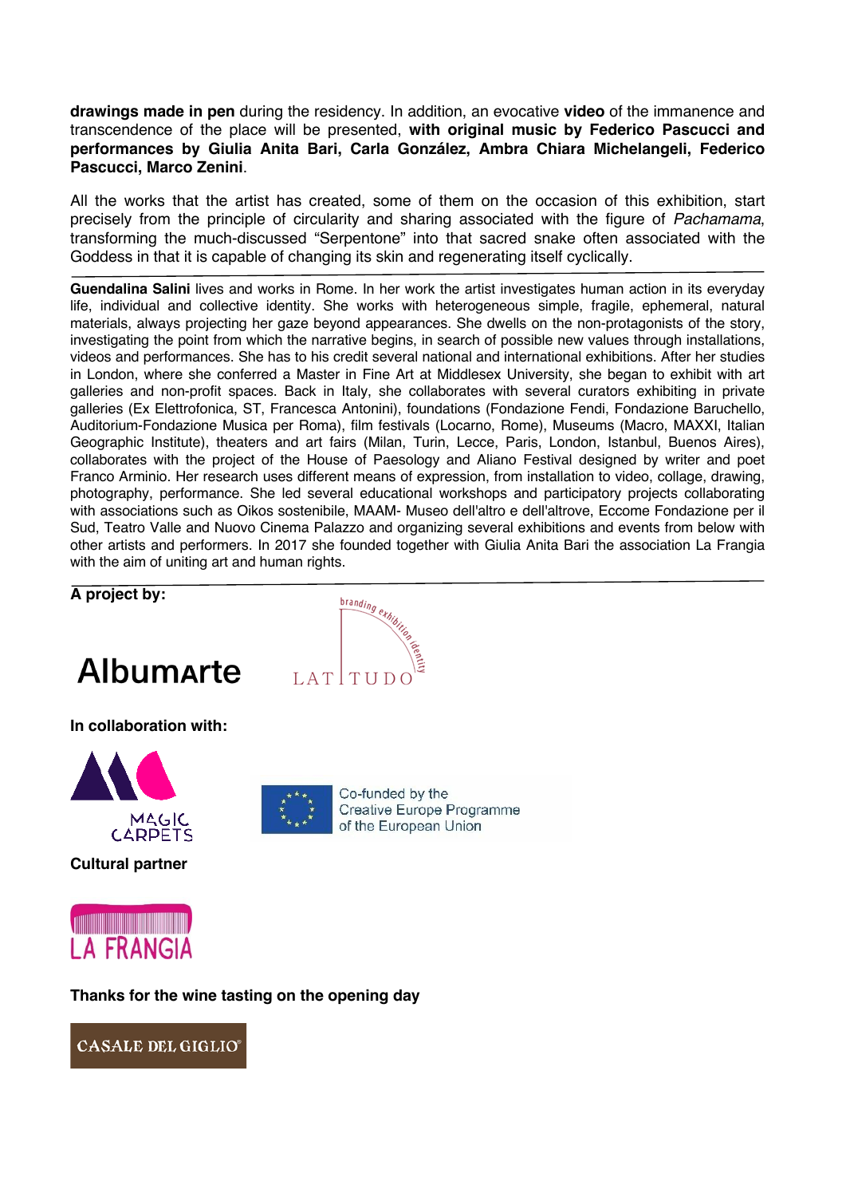**drawings made in pen** during the residency. In addition, an evocative **video** of the immanence and transcendence of the place will be presented, **with original music by Federico Pascucci and performances by Giulia Anita Bari, Carla González, Ambra Chiara Michelangeli, Federico Pascucci, Marco Zenini**.

All the works that the artist has created, some of them on the occasion of this exhibition, start precisely from the principle of circularity and sharing associated with the figure of *Pachamama*, transforming the much-discussed “Serpentone” into that sacred snake often associated with the Goddess in that it is capable of changing its skin and regenerating itself cyclically.

---

**Guendalina Salini** lives and works in Rome. In her work the artist investigates human action in its everyday life, individual and collective identity. She works with heterogeneous simple, fragile, ephemeral, natural materials, always projecting her gaze beyond appearances. She dwells on the non-protagonists of the story, investigating the point from which the narrative begins, in search of possible new values through installations, videos and performances. She has to his credit several national and international exhibitions. After her studies in London, where she conferred a Master in Fine Art at Middlesex University, she began to exhibit with art galleries and non-profit spaces. Back in Italy, she collaborates with several curators exhibiting in private galleries (Ex Elettrofonica, ST, Francesca Antonini), foundations (Fondazione Fendi, Fondazione Baruchello, Auditorium-Fondazione Musica per Roma), film festivals (Locarno, Rome), Museums (Macro, MAXXI, Italian Geographic Institute), theaters and art fairs (Milan, Turin, Lecce, Paris, London, Istanbul, Buenos Aires), collaborates with the project of the House of Paesology and Aliano Festival designed by writer and poet Franco Arminio. Her research uses different means of expression, from installation to video, collage, drawing, photography, performance. She led several educational workshops and participatory projects collaborating with associations such as Oikos sostenibile, MAAM- Museo dell'altro e dell'altrove, Eccome Fondazione per il Sud, Teatro Valle and Nuovo Cinema Palazzo and organizing several exhibitions and events from below with other artists and performers. In 2017 she founded together with Giulia Anita Bari the association La Frangia with the aim of uniting art and human rights.

---

**A project by:**

AlbumArte

LATITUDO branding exhibition identity

**In collaboration with:**

MAGIC CARPETS

Co-funded by the Creative Europe Programme of the European Union

**Cultural partner**

LA FRANGIA

**Thanks for the wine tasting on the opening day**

CASALE DEL GIGLIO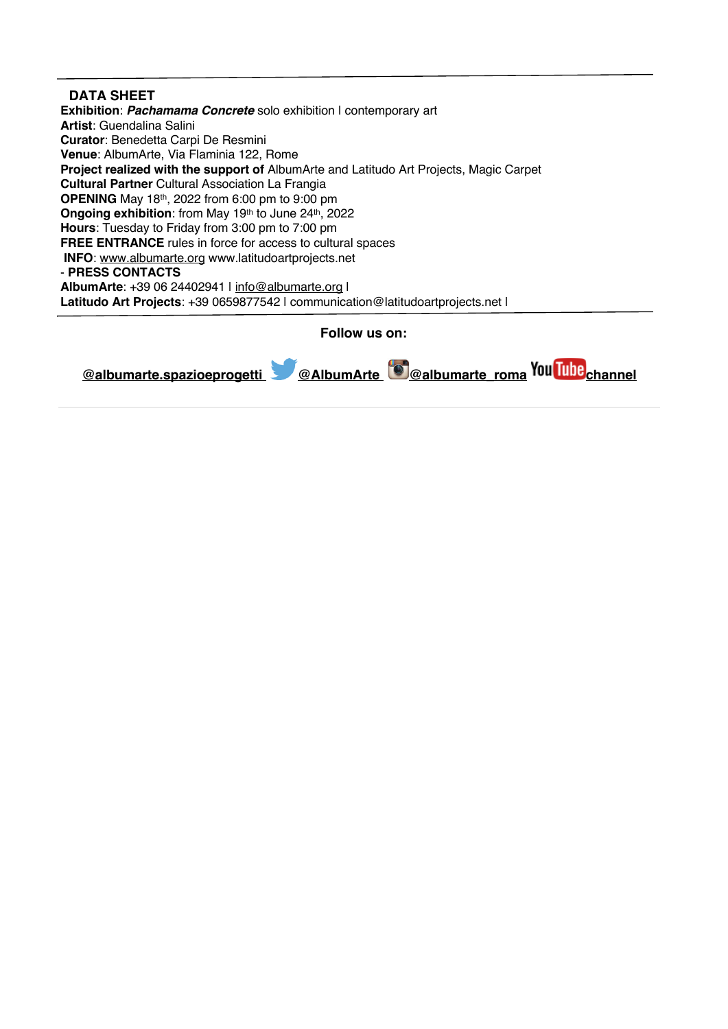## DATA SHEET

**Exhibition**: ***Pachamama Concrete*** solo exhibition I contemporary art
**Artist**: Guendalina Salini
**Curator**: Benedetta Carpi De Resmini
**Venue**: AlbumArte, Via Flaminia 122, Rome
**Project realized with the support of** AlbumArte and Latitudo Art Projects, Magic Carpet
**Cultural Partner** Cultural Association La Frangia
**OPENING** May 18th, 2022 from 6:00 pm to 9:00 pm
**Ongoing exhibition**: from May 19th to June 24th, 2022
**Hours**: Tuesday to Friday from 3:00 pm to 7:00 pm
**FREE ENTRANCE** rules in force for access to cultural spaces
**INFO**: www.albumarte.org www.latitudoartprojects.net
- **PRESS CONTACTS**

**AlbumArte**: +39 06 24402941 I info@albumarte.org I
**Latitudo Art Projects**: +39 0659877542 I communication@latitudoartprojects.net I

**Follow us on:**

**@albumarte.spazioeprogetti** **@AlbumArte** **@albumarte_roma** YouTube **channel**